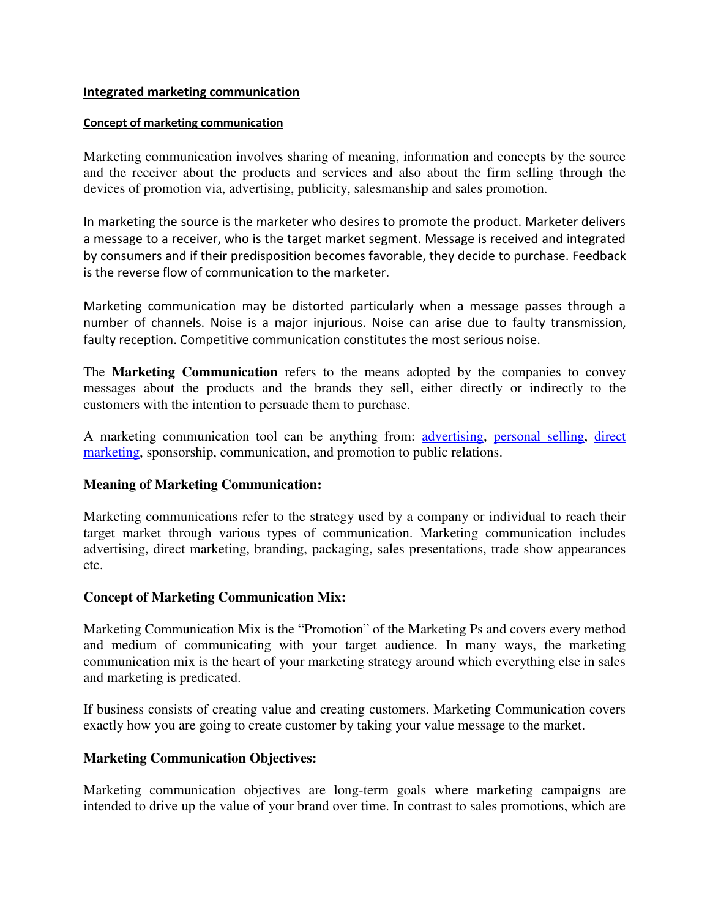## Integrated marketing communication

### Concept of marketing communication

Marketing communication involves sharing of meaning, information and concepts by the source and the receiver about the products and services and also about the firm selling through the devices of promotion via, advertising, publicity, salesmanship and sales promotion.

In marketing the source is the marketer who desires to promote the product. Marketer delivers a message to a receiver, who is the target market segment. Message is received and integrated by consumers and if their predisposition becomes favorable, they decide to purchase. Feedback is the reverse flow of communication to the marketer.

Marketing communication may be distorted particularly when a message passes through a number of channels. Noise is a major injurious. Noise can arise due to faulty transmission, faulty reception. Competitive communication constitutes the most serious noise.

The **Marketing Communication** refers to the means adopted by the companies to convey messages about the products and the brands they sell, either directly or indirectly to the customers with the intention to persuade them to purchase.

A marketing communication tool can be anything from: advertising, personal selling, direct marketing, sponsorship, communication, and promotion to public relations.

### Meaning of Marketing Communication:

Marketing communications refer to the strategy used by a company or individual to reach their target market through various types of communication. Marketing communication includes advertising, direct marketing, branding, packaging, sales presentations, trade show appearances etc.

### Concept of Marketing Communication Mix:

Marketing Communication Mix is the "Promotion" of the Marketing Ps and covers every method and medium of communicating with your target audience. In many ways, the marketing communication mix is the heart of your marketing strategy around which everything else in sales and marketing is predicated.

If business consists of creating value and creating customers. Marketing Communication covers exactly how you are going to create customer by taking your value message to the market.

### Marketing Communication Objectives:

Marketing communication objectives are long-term goals where marketing campaigns are intended to drive up the value of your brand over time. In contrast to sales promotions, which are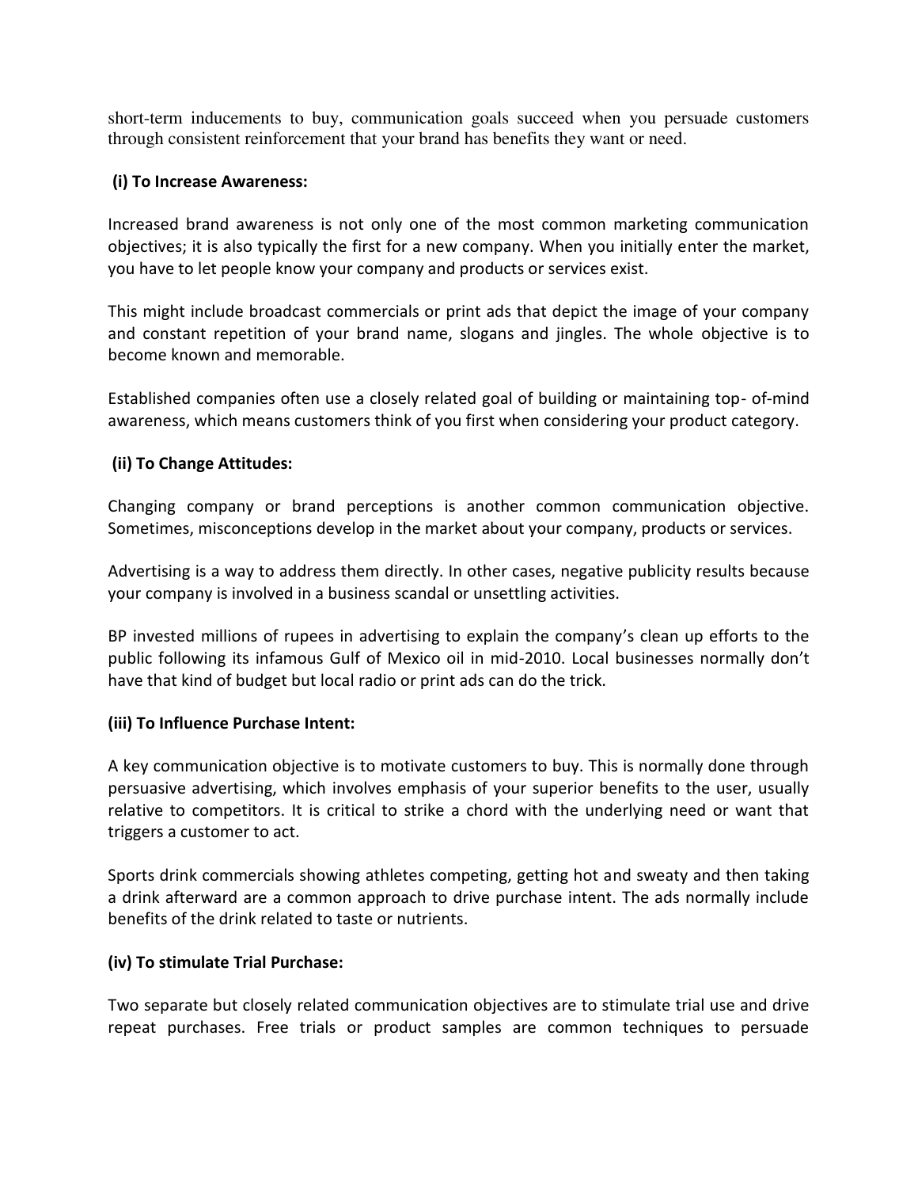short-term inducements to buy, communication goals succeed when you persuade customers through consistent reinforcement that your brand has benefits they want or need.

**(i) To Increase Awareness:**

Increased brand awareness is not only one of the most common marketing communication objectives; it is also typically the first for a new company. When you initially enter the market, you have to let people know your company and products or services exist.

This might include broadcast commercials or print ads that depict the image of your company and constant repetition of your brand name, slogans and jingles. The whole objective is to become known and memorable.

Established companies often use a closely related goal of building or maintaining top- of-mind awareness, which means customers think of you first when considering your product category.

**(ii) To Change Attitudes:**

Changing company or brand perceptions is another common communication objective. Sometimes, misconceptions develop in the market about your company, products or services.

Advertising is a way to address them directly. In other cases, negative publicity results because your company is involved in a business scandal or unsettling activities.

BP invested millions of rupees in advertising to explain the company's clean up efforts to the public following its infamous Gulf of Mexico oil in mid-2010. Local businesses normally don't have that kind of budget but local radio or print ads can do the trick.

**(iii) To Influence Purchase Intent:**

A key communication objective is to motivate customers to buy. This is normally done through persuasive advertising, which involves emphasis of your superior benefits to the user, usually relative to competitors. It is critical to strike a chord with the underlying need or want that triggers a customer to act.

Sports drink commercials showing athletes competing, getting hot and sweaty and then taking a drink afterward are a common approach to drive purchase intent. The ads normally include benefits of the drink related to taste or nutrients.

**(iv) To stimulate Trial Purchase:**

Two separate but closely related communication objectives are to stimulate trial use and drive repeat purchases. Free trials or product samples are common techniques to persuade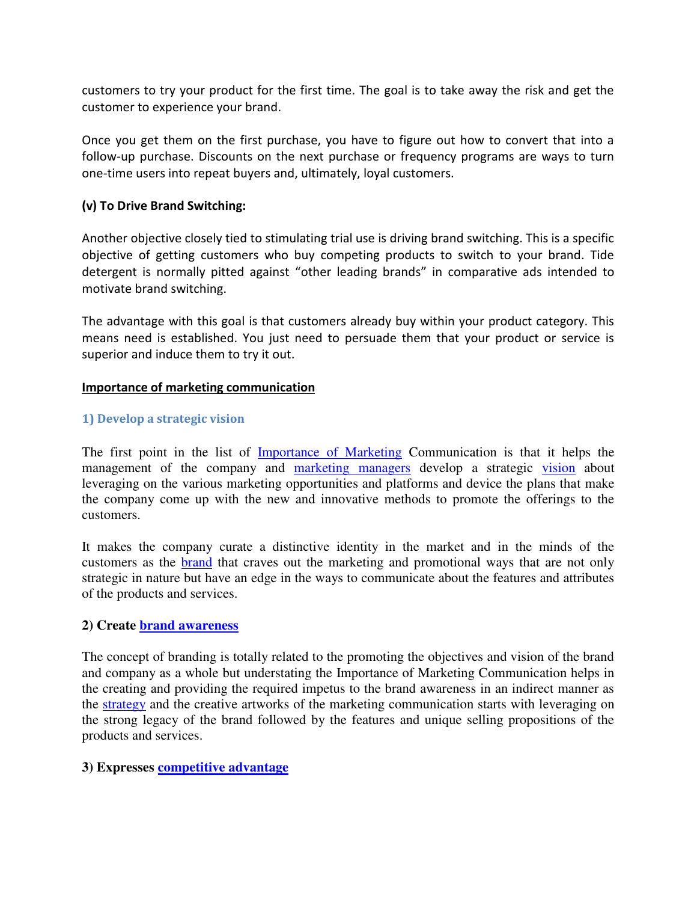customers to try your product for the first time. The goal is to take away the risk and get the customer to experience your brand.

Once you get them on the first purchase, you have to figure out how to convert that into a follow-up purchase. Discounts on the next purchase or frequency programs are ways to turn one-time users into repeat buyers and, ultimately, loyal customers.

**(v) To Drive Brand Switching:**

Another objective closely tied to stimulating trial use is driving brand switching. This is a specific objective of getting customers who buy competing products to switch to your brand. Tide detergent is normally pitted against "other leading brands" in comparative ads intended to motivate brand switching.

The advantage with this goal is that customers already buy within your product category. This means need is established. You just need to persuade them that your product or service is superior and induce them to try it out.

**<u>Importance of marketing communication</u>**

### 1) Develop a strategic vision

The first point in the list of Importance of Marketing Communication is that it helps the management of the company and marketing managers develop a strategic vision about leveraging on the various marketing opportunities and platforms and device the plans that make the company come up with the new and innovative methods to promote the offerings to the customers.

It makes the company curate a distinctive identity in the market and in the minds of the customers as the brand that craves out the marketing and promotional ways that are not only strategic in nature but have an edge in the ways to communicate about the features and attributes of the products and services.

### 2) Create brand awareness

The concept of branding is totally related to the promoting the objectives and vision of the brand and company as a whole but understating the Importance of Marketing Communication helps in the creating and providing the required impetus to the brand awareness in an indirect manner as the strategy and the creative artworks of the marketing communication starts with leveraging on the strong legacy of the brand followed by the features and unique selling propositions of the products and services.

### 3) Expresses competitive advantage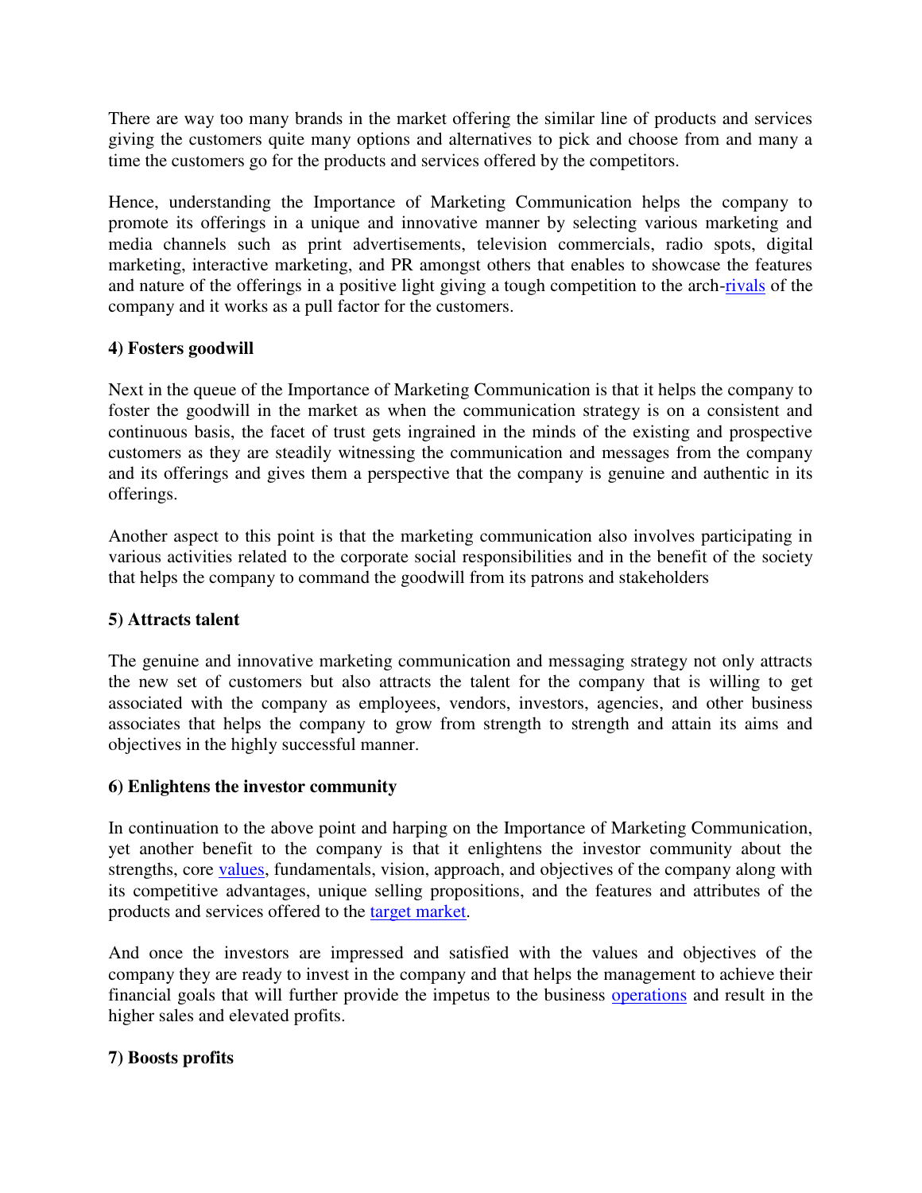There are way too many brands in the market offering the similar line of products and services giving the customers quite many options and alternatives to pick and choose from and many a time the customers go for the products and services offered by the competitors.

Hence, understanding the Importance of Marketing Communication helps the company to promote its offerings in a unique and innovative manner by selecting various marketing and media channels such as print advertisements, television commercials, radio spots, digital marketing, interactive marketing, and PR amongst others that enables to showcase the features and nature of the offerings in a positive light giving a tough competition to the arch-rivals of the company and it works as a pull factor for the customers.

**4) Fosters goodwill**

Next in the queue of the Importance of Marketing Communication is that it helps the company to foster the goodwill in the market as when the communication strategy is on a consistent and continuous basis, the facet of trust gets ingrained in the minds of the existing and prospective customers as they are steadily witnessing the communication and messages from the company and its offerings and gives them a perspective that the company is genuine and authentic in its offerings.

Another aspect to this point is that the marketing communication also involves participating in various activities related to the corporate social responsibilities and in the benefit of the society that helps the company to command the goodwill from its patrons and stakeholders

**5) Attracts talent**

The genuine and innovative marketing communication and messaging strategy not only attracts the new set of customers but also attracts the talent for the company that is willing to get associated with the company as employees, vendors, investors, agencies, and other business associates that helps the company to grow from strength to strength and attain its aims and objectives in the highly successful manner.

**6) Enlightens the investor community**

In continuation to the above point and harping on the Importance of Marketing Communication, yet another benefit to the company is that it enlightens the investor community about the strengths, core values, fundamentals, vision, approach, and objectives of the company along with its competitive advantages, unique selling propositions, and the features and attributes of the products and services offered to the target market.

And once the investors are impressed and satisfied with the values and objectives of the company they are ready to invest in the company and that helps the management to achieve their financial goals that will further provide the impetus to the business operations and result in the higher sales and elevated profits.

**7) Boosts profits**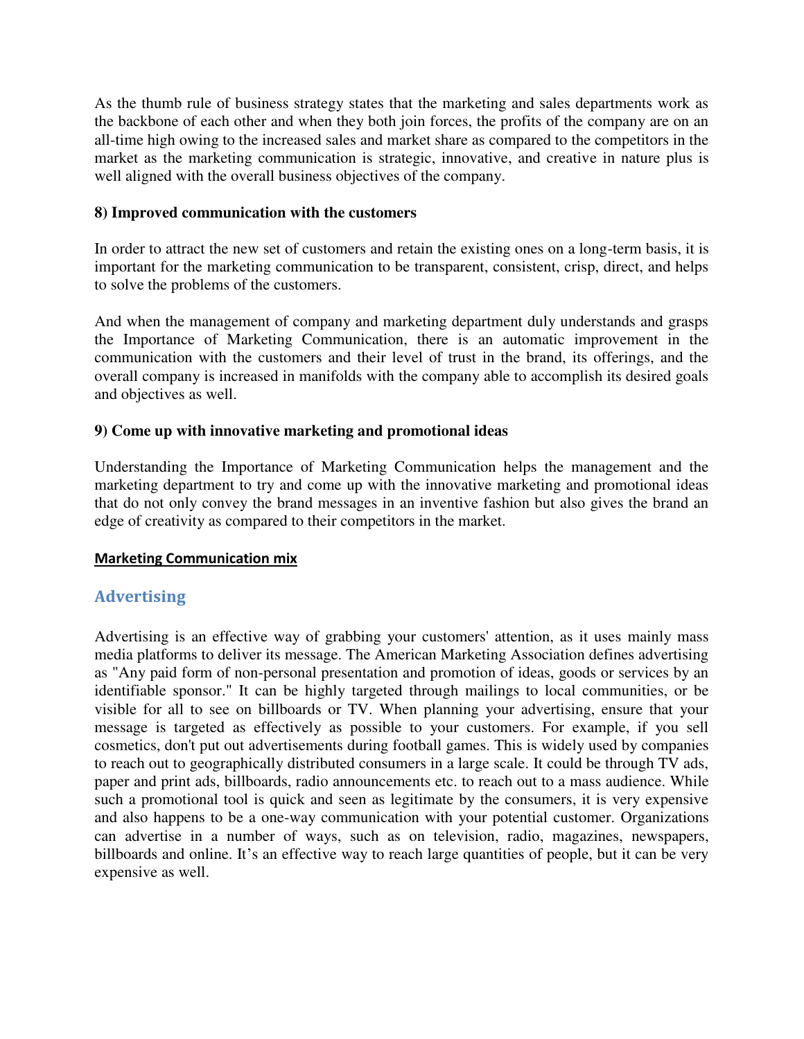As the thumb rule of business strategy states that the marketing and sales departments work as the backbone of each other and when they both join forces, the profits of the company are on an all-time high owing to the increased sales and market share as compared to the competitors in the market as the marketing communication is strategic, innovative, and creative in nature plus is well aligned with the overall business objectives of the company.

**8) Improved communication with the customers**

In order to attract the new set of customers and retain the existing ones on a long-term basis, it is important for the marketing communication to be transparent, consistent, crisp, direct, and helps to solve the problems of the customers.

And when the management of company and marketing department duly understands and grasps the Importance of Marketing Communication, there is an automatic improvement in the communication with the customers and their level of trust in the brand, its offerings, and the overall company is increased in manifolds with the company able to accomplish its desired goals and objectives as well.

**9) Come up with innovative marketing and promotional ideas**

Understanding the Importance of Marketing Communication helps the management and the marketing department to try and come up with the innovative marketing and promotional ideas that do not only convey the brand messages in an inventive fashion but also gives the brand an edge of creativity as compared to their competitors in the market.

**Marketing Communication mix**

## Advertising

Advertising is an effective way of grabbing your customers' attention, as it uses mainly mass media platforms to deliver its message. The American Marketing Association defines advertising as "Any paid form of non-personal presentation and promotion of ideas, goods or services by an identifiable sponsor." It can be highly targeted through mailings to local communities, or be visible for all to see on billboards or TV. When planning your advertising, ensure that your message is targeted as effectively as possible to your customers. For example, if you sell cosmetics, don't put out advertisements during football games. This is widely used by companies to reach out to geographically distributed consumers in a large scale. It could be through TV ads, paper and print ads, billboards, radio announcements etc. to reach out to a mass audience. While such a promotional tool is quick and seen as legitimate by the consumers, it is very expensive and also happens to be a one-way communication with your potential customer. Organizations can advertise in a number of ways, such as on television, radio, magazines, newspapers, billboards and online. It's an effective way to reach large quantities of people, but it can be very expensive as well.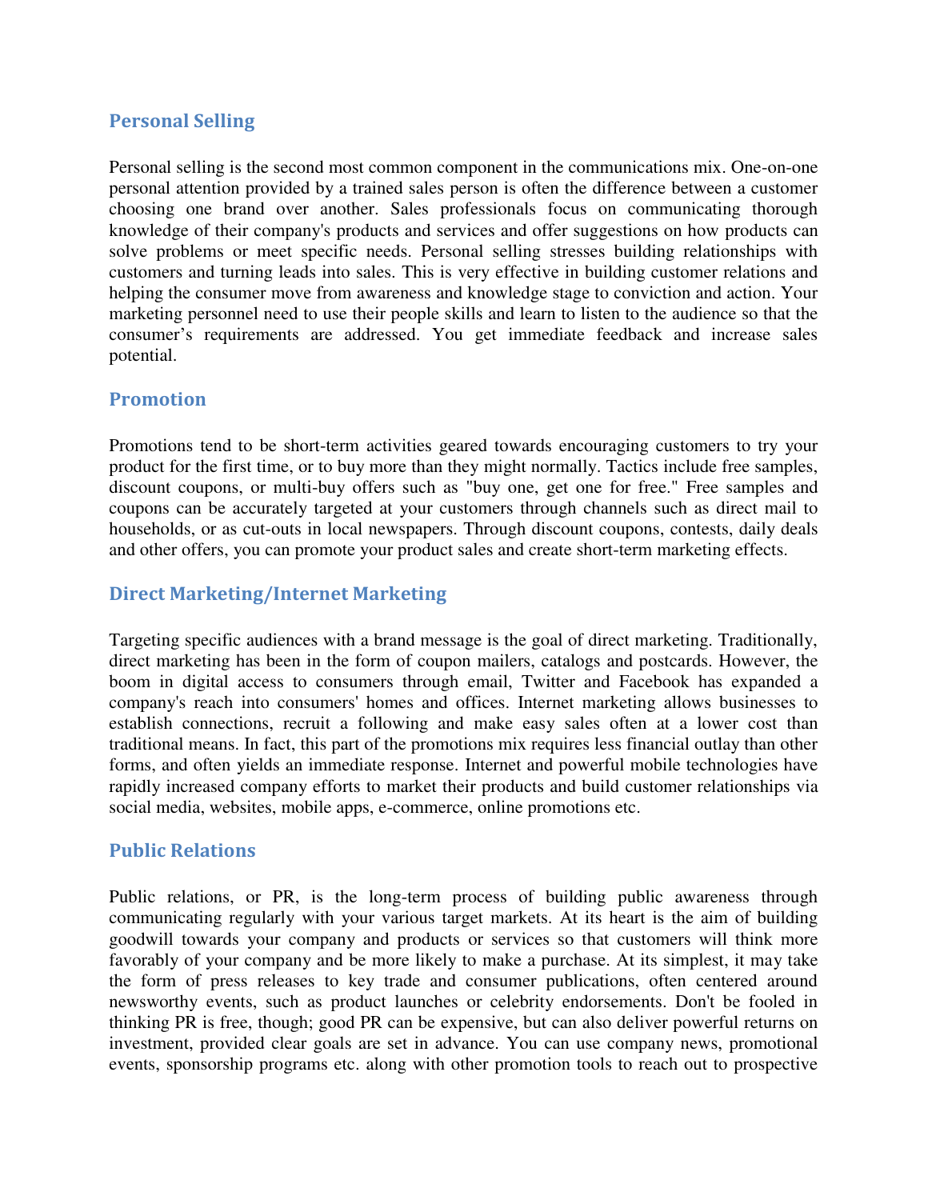## Personal Selling

Personal selling is the second most common component in the communications mix. One-on-one personal attention provided by a trained sales person is often the difference between a customer choosing one brand over another. Sales professionals focus on communicating thorough knowledge of their company's products and services and offer suggestions on how products can solve problems or meet specific needs. Personal selling stresses building relationships with customers and turning leads into sales. This is very effective in building customer relations and helping the consumer move from awareness and knowledge stage to conviction and action. Your marketing personnel need to use their people skills and learn to listen to the audience so that the consumer's requirements are addressed. You get immediate feedback and increase sales potential.

## Promotion

Promotions tend to be short-term activities geared towards encouraging customers to try your product for the first time, or to buy more than they might normally. Tactics include free samples, discount coupons, or multi-buy offers such as "buy one, get one for free." Free samples and coupons can be accurately targeted at your customers through channels such as direct mail to households, or as cut-outs in local newspapers. Through discount coupons, contests, daily deals and other offers, you can promote your product sales and create short-term marketing effects.

## Direct Marketing/Internet Marketing

Targeting specific audiences with a brand message is the goal of direct marketing. Traditionally, direct marketing has been in the form of coupon mailers, catalogs and postcards. However, the boom in digital access to consumers through email, Twitter and Facebook has expanded a company's reach into consumers' homes and offices. Internet marketing allows businesses to establish connections, recruit a following and make easy sales often at a lower cost than traditional means. In fact, this part of the promotions mix requires less financial outlay than other forms, and often yields an immediate response. Internet and powerful mobile technologies have rapidly increased company efforts to market their products and build customer relationships via social media, websites, mobile apps, e-commerce, online promotions etc.

## Public Relations

Public relations, or PR, is the long-term process of building public awareness through communicating regularly with your various target markets. At its heart is the aim of building goodwill towards your company and products or services so that customers will think more favorably of your company and be more likely to make a purchase. At its simplest, it may take the form of press releases to key trade and consumer publications, often centered around newsworthy events, such as product launches or celebrity endorsements. Don't be fooled in thinking PR is free, though; good PR can be expensive, but can also deliver powerful returns on investment, provided clear goals are set in advance. You can use company news, promotional events, sponsorship programs etc. along with other promotion tools to reach out to prospective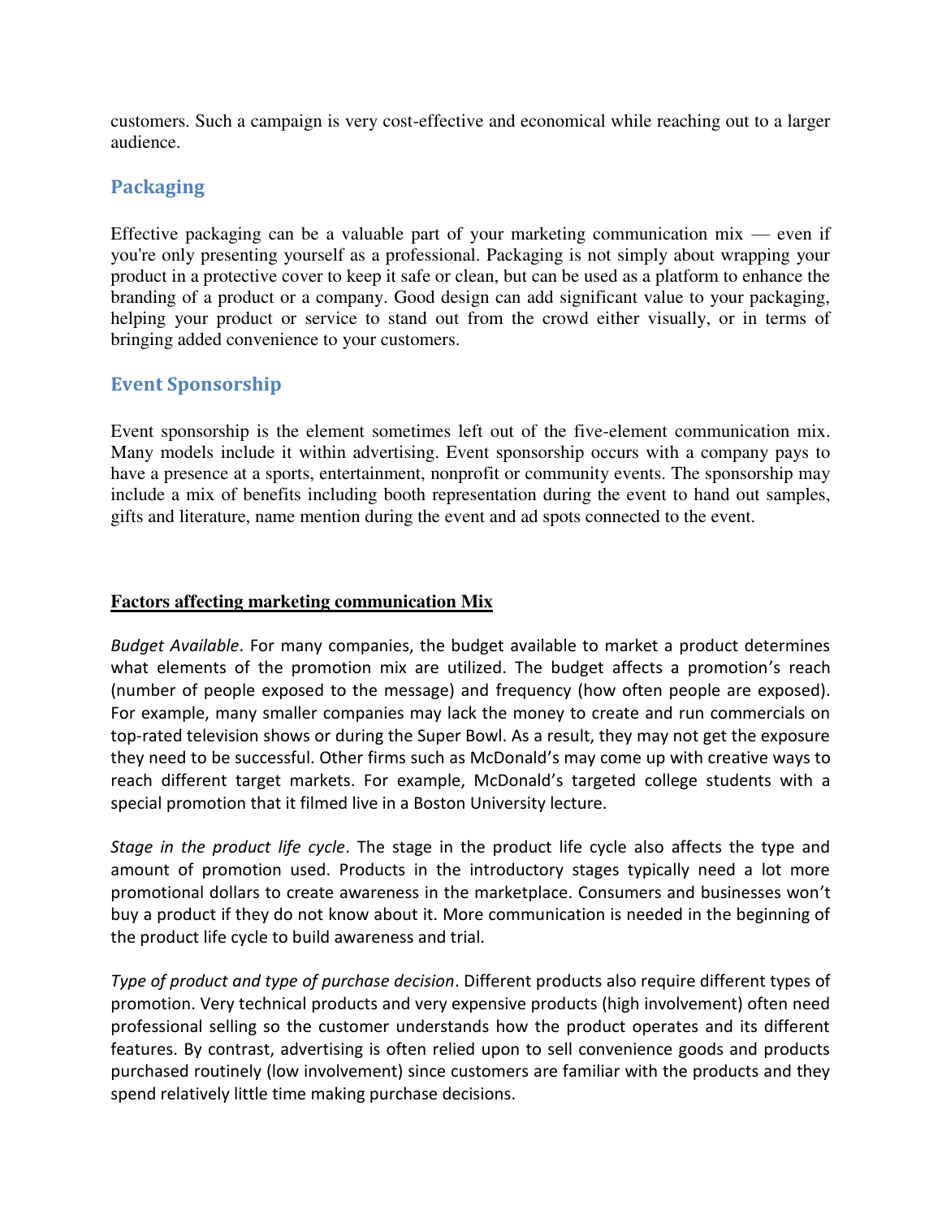customers. Such a campaign is very cost-effective and economical while reaching out to a larger audience.

## Packaging

Effective packaging can be a valuable part of your marketing communication mix — even if you're only presenting yourself as a professional. Packaging is not simply about wrapping your product in a protective cover to keep it safe or clean, but can be used as a platform to enhance the branding of a product or a company. Good design can add significant value to your packaging, helping your product or service to stand out from the crowd either visually, or in terms of bringing added convenience to your customers.

## Event Sponsorship

Event sponsorship is the element sometimes left out of the five-element communication mix. Many models include it within advertising. Event sponsorship occurs with a company pays to have a presence at a sports, entertainment, nonprofit or community events. The sponsorship may include a mix of benefits including booth representation during the event to hand out samples, gifts and literature, name mention during the event and ad spots connected to the event.

**Factors affecting marketing communication Mix**

*Budget Available*. For many companies, the budget available to market a product determines what elements of the promotion mix are utilized. The budget affects a promotion's reach (number of people exposed to the message) and frequency (how often people are exposed). For example, many smaller companies may lack the money to create and run commercials on top-rated television shows or during the Super Bowl. As a result, they may not get the exposure they need to be successful. Other firms such as McDonald's may come up with creative ways to reach different target markets. For example, McDonald's targeted college students with a special promotion that it filmed live in a Boston University lecture.

*Stage in the product life cycle*. The stage in the product life cycle also affects the type and amount of promotion used. Products in the introductory stages typically need a lot more promotional dollars to create awareness in the marketplace. Consumers and businesses won't buy a product if they do not know about it. More communication is needed in the beginning of the product life cycle to build awareness and trial.

*Type of product and type of purchase decision*. Different products also require different types of promotion. Very technical products and very expensive products (high involvement) often need professional selling so the customer understands how the product operates and its different features. By contrast, advertising is often relied upon to sell convenience goods and products purchased routinely (low involvement) since customers are familiar with the products and they spend relatively little time making purchase decisions.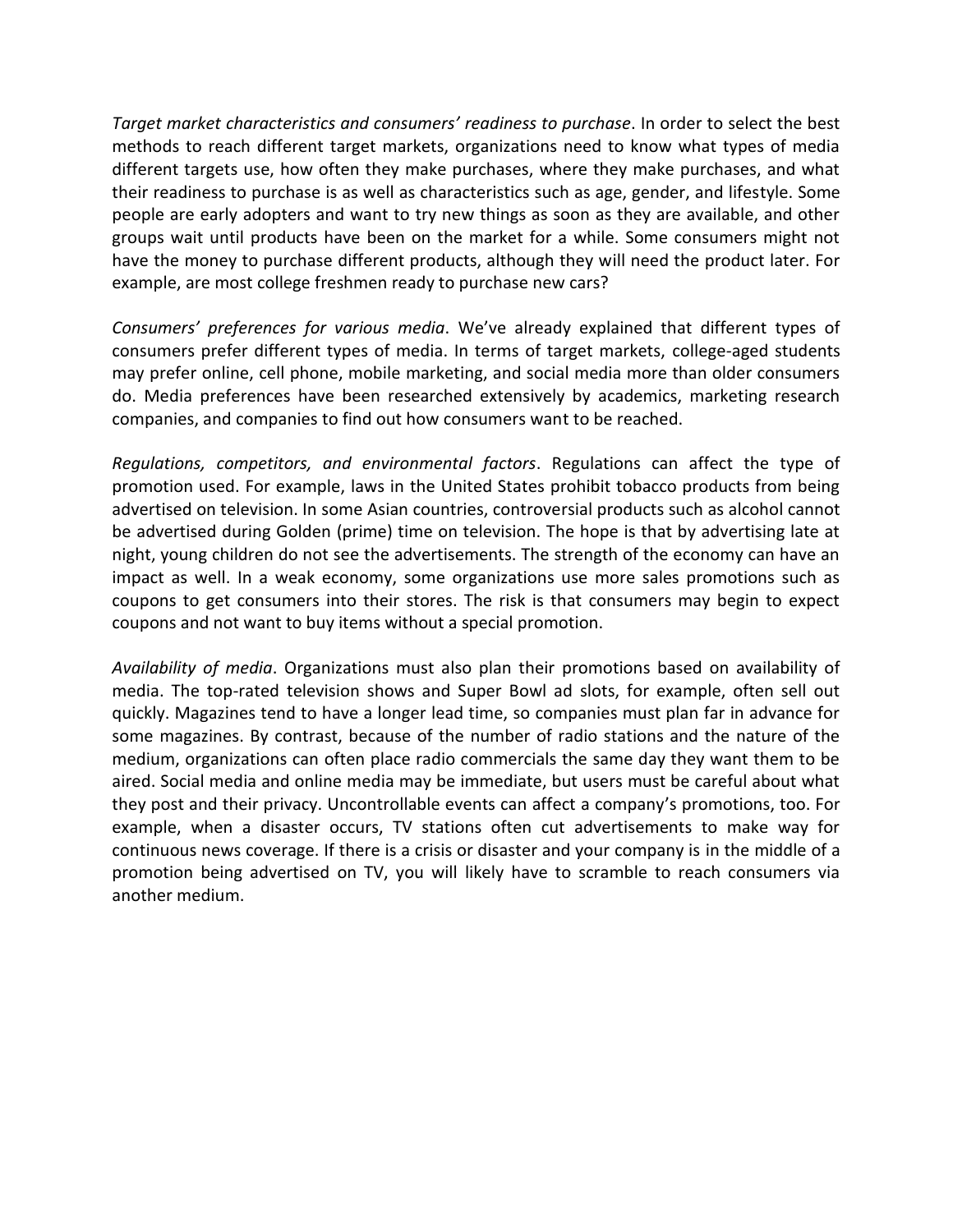*Target market characteristics and consumers' readiness to purchase*. In order to select the best methods to reach different target markets, organizations need to know what types of media different targets use, how often they make purchases, where they make purchases, and what their readiness to purchase is as well as characteristics such as age, gender, and lifestyle. Some people are early adopters and want to try new things as soon as they are available, and other groups wait until products have been on the market for a while. Some consumers might not have the money to purchase different products, although they will need the product later. For example, are most college freshmen ready to purchase new cars?

*Consumers' preferences for various media*. We've already explained that different types of consumers prefer different types of media. In terms of target markets, college-aged students may prefer online, cell phone, mobile marketing, and social media more than older consumers do. Media preferences have been researched extensively by academics, marketing research companies, and companies to find out how consumers want to be reached.

*Regulations, competitors, and environmental factors*. Regulations can affect the type of promotion used. For example, laws in the United States prohibit tobacco products from being advertised on television. In some Asian countries, controversial products such as alcohol cannot be advertised during Golden (prime) time on television. The hope is that by advertising late at night, young children do not see the advertisements. The strength of the economy can have an impact as well. In a weak economy, some organizations use more sales promotions such as coupons to get consumers into their stores. The risk is that consumers may begin to expect coupons and not want to buy items without a special promotion.

*Availability of media*. Organizations must also plan their promotions based on availability of media. The top-rated television shows and Super Bowl ad slots, for example, often sell out quickly. Magazines tend to have a longer lead time, so companies must plan far in advance for some magazines. By contrast, because of the number of radio stations and the nature of the medium, organizations can often place radio commercials the same day they want them to be aired. Social media and online media may be immediate, but users must be careful about what they post and their privacy. Uncontrollable events can affect a company's promotions, too. For example, when a disaster occurs, TV stations often cut advertisements to make way for continuous news coverage. If there is a crisis or disaster and your company is in the middle of a promotion being advertised on TV, you will likely have to scramble to reach consumers via another medium.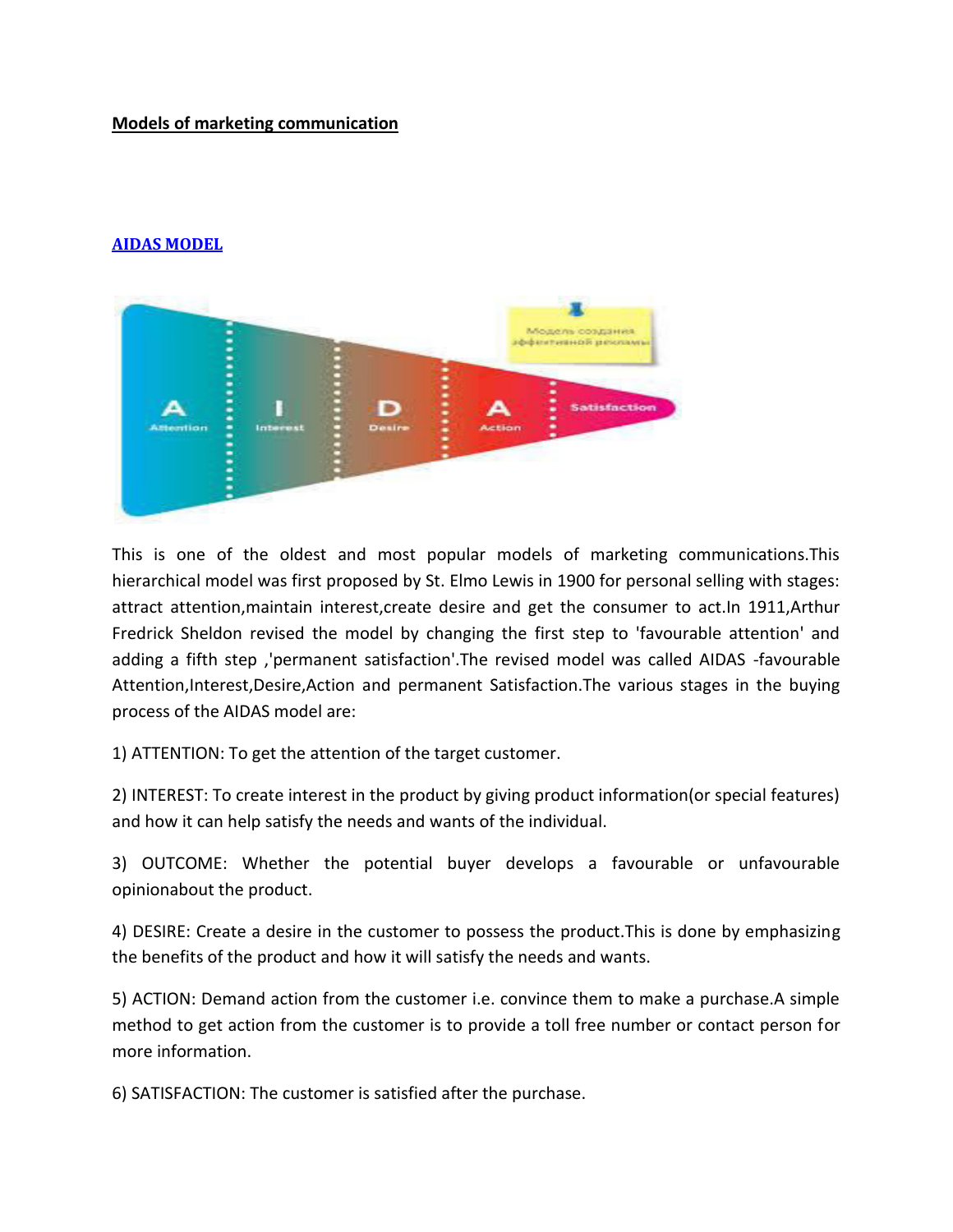**Models of marketing communication**

**AIDAS MODEL**

This is one of the oldest and most popular models of marketing communications.This hierarchical model was first proposed by St. Elmo Lewis in 1900 for personal selling with stages: attract attention,maintain interest,create desire and get the consumer to act.In 1911,Arthur Fredrick Sheldon revised the model by changing the first step to 'favourable attention' and adding a fifth step ,'permanent satisfaction'.The revised model was called AIDAS -favourable Attention,Interest,Desire,Action and permanent Satisfaction.The various stages in the buying process of the AIDAS model are:

1) ATTENTION: To get the attention of the target customer.

2) INTEREST: To create interest in the product by giving product information(or special features) and how it can help satisfy the needs and wants of the individual.

3) OUTCOME: Whether the potential buyer develops a favourable or unfavourable opinionabout the product.

4) DESIRE: Create a desire in the customer to possess the product.This is done by emphasizing the benefits of the product and how it will satisfy the needs and wants.

5) ACTION: Demand action from the customer i.e. convince them to make a purchase.A simple method to get action from the customer is to provide a toll free number or contact person for more information.

6) SATISFACTION: The customer is satisfied after the purchase.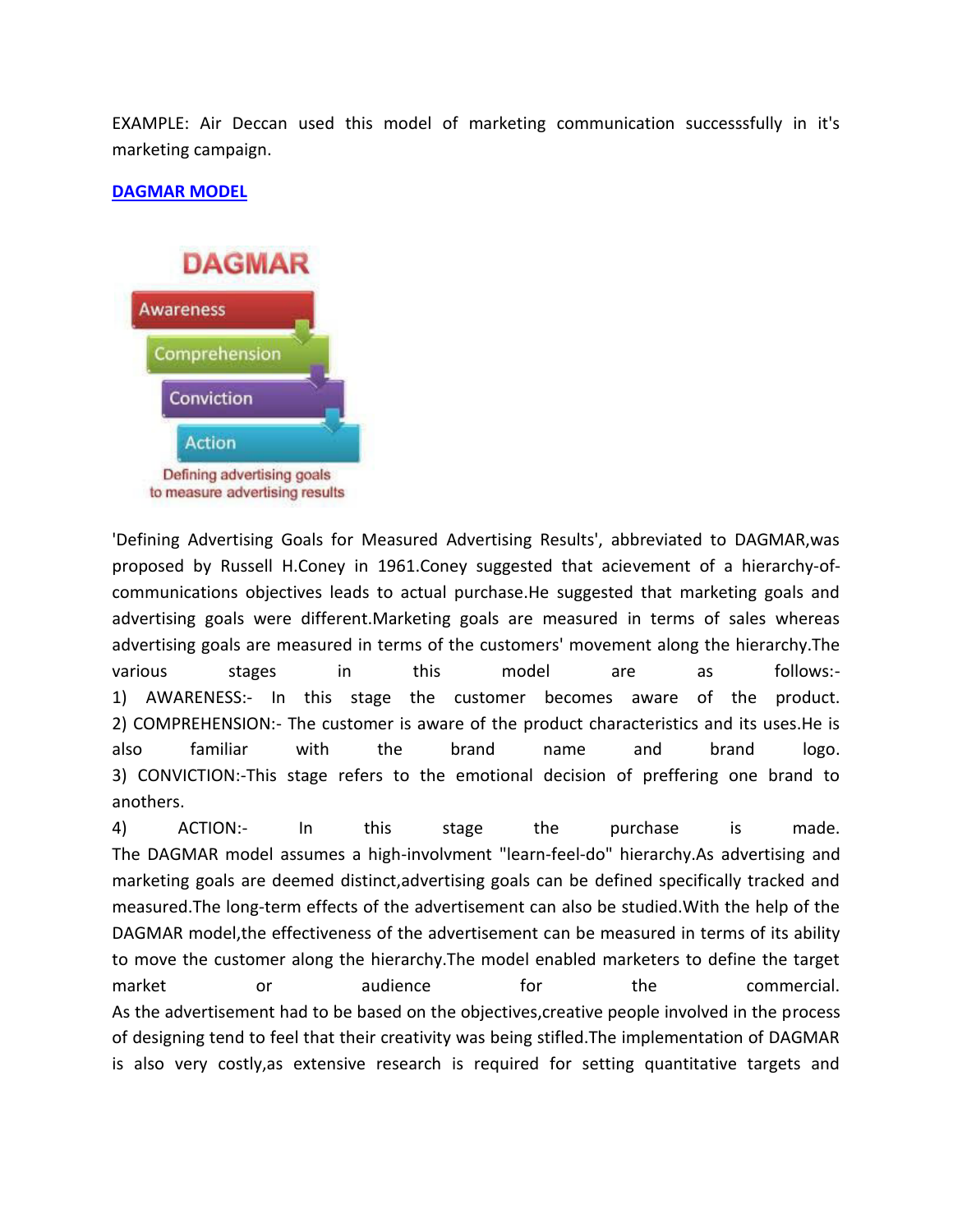EXAMPLE: Air Deccan used this model of marketing communication successsfully in it's marketing campaign.

## DAGMAR MODEL

DAGMAR

Awareness

Comprehension

Conviction

Action

Defining advertising goals to measure advertising results

'Defining Advertising Goals for Measured Advertising Results', abbreviated to DAGMAR,was proposed by Russell H.Coney in 1961.Coney suggested that acievement of a hierarchy-of-communications objectives leads to actual purchase.He suggested that marketing goals and advertising goals were different.Marketing goals are measured in terms of sales whereas advertising goals are measured in terms of the customers' movement along the hierarchy.The various stages in this model are as follows:-

1) AWARENESS:- In this stage the customer becomes aware of the product.
2) COMPREHENSION:- The customer is aware of the product characteristics and its uses.He is also familiar with the brand name and brand logo.
3) CONVICTION:-This stage refers to the emotional decision of preffering one brand to anothers.
4) ACTION:- In this stage the purchase is made.

The DAGMAR model assumes a high-involvment "learn-feel-do" hierarchy.As advertising and marketing goals are deemed distinct,advertising goals can be defined specifically tracked and measured.The long-term effects of the advertisement can also be studied.With the help of the DAGMAR model,the effectiveness of the advertisement can be measured in terms of its ability to move the customer along the hierarchy.The model enabled marketers to define the target market or audience for the commercial.
As the advertisement had to be based on the objectives,creative people involved in the process of designing tend to feel that their creativity was being stifled.The implementation of DAGMAR is also very costly,as extensive research is required for setting quantitative targets and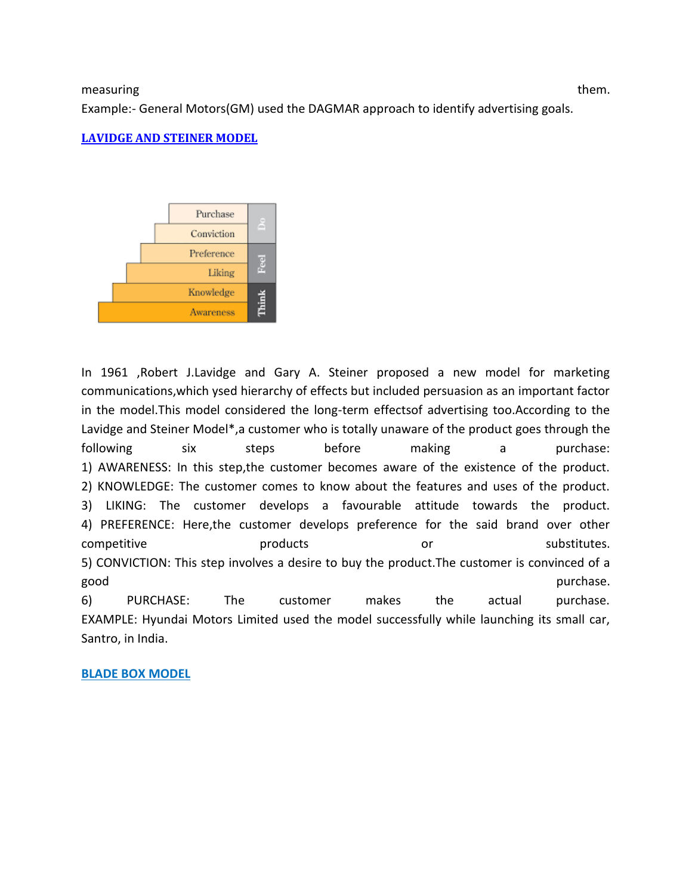measuring them.
Example:- General Motors(GM) used the DAGMAR approach to identify advertising goals.

## LAVIDGE AND STEINER MODEL

In 1961 ,Robert J.Lavidge and Gary A. Steiner proposed a new model for marketing communications,which ysed hierarchy of effects but included persuasion as an important factor in the model.This model considered the long-term effectsof advertising too.According to the Lavidge and Steiner Model*,a customer who is totally unaware of the product goes through the following six steps before making a purchase:

1) AWARENESS: In this step,the customer becomes aware of the existence of the product.
2) KNOWLEDGE: The customer comes to know about the features and uses of the product.
3) LIKING: The customer develops a favourable attitude towards the product.
4) PREFERENCE: Here,the customer develops preference for the said brand over other competitive products or substitutes.
5) CONVICTION: This step involves a desire to buy the product.The customer is convinced of a good purchase.
6) PURCHASE: The customer makes the actual purchase.

EXAMPLE: Hyundai Motors Limited used the model successfully while launching its small car, Santro, in India.

## BLADE BOX MODEL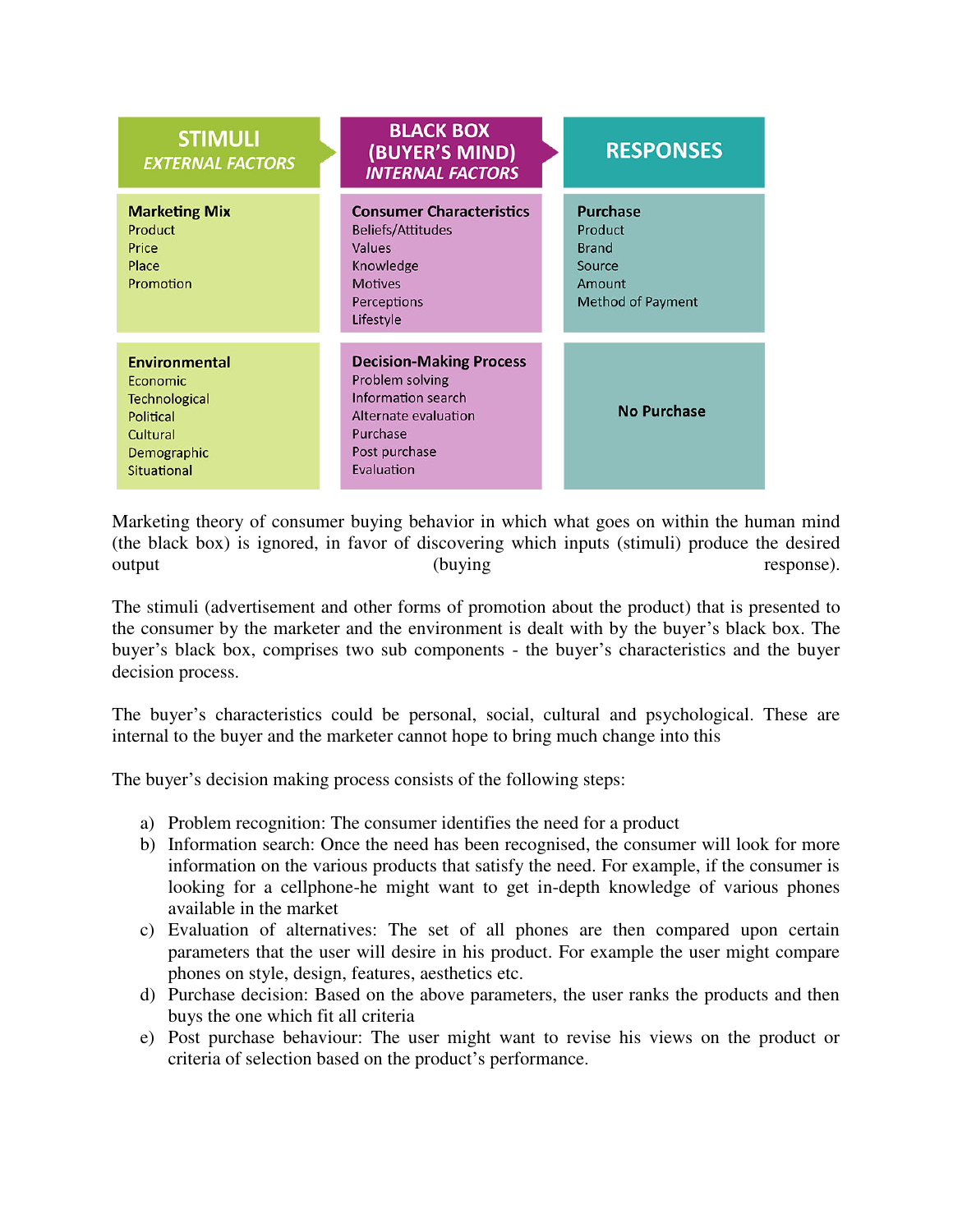| STIMULI *EXTERNAL FACTORS* | BLACK BOX (BUYER'S MIND) *INTERNAL FACTORS* | RESPONSES |
|---|---|---|
| **Marketing Mix** Product Price Place Promotion | **Consumer Characteristics** Beliefs/Attitudes Values Knowledge Motives Perceptions Lifestyle | **Purchase** Product Brand Source Amount Method of Payment |
| **Environmental** Economic Technological Political Cultural Demographic Situational | **Decision-Making Process** Problem solving Information search Alternate evaluation Purchase Post purchase Evaluation | **No Purchase** |

Marketing theory of consumer buying behavior in which what goes on within the human mind (the black box) is ignored, in favor of discovering which inputs (stimuli) produce the desired output (buying response).

The stimuli (advertisement and other forms of promotion about the product) that is presented to the consumer by the marketer and the environment is dealt with by the buyer's black box. The buyer's black box, comprises two sub components - the buyer's characteristics and the buyer decision process.

The buyer's characteristics could be personal, social, cultural and psychological. These are internal to the buyer and the marketer cannot hope to bring much change into this

The buyer's decision making process consists of the following steps:

a) Problem recognition: The consumer identifies the need for a product
b) Information search: Once the need has been recognised, the consumer will look for more information on the various products that satisfy the need. For example, if the consumer is looking for a cellphone-he might want to get in-depth knowledge of various phones available in the market
c) Evaluation of alternatives: The set of all phones are then compared upon certain parameters that the user will desire in his product. For example the user might compare phones on style, design, features, aesthetics etc.
d) Purchase decision: Based on the above parameters, the user ranks the products and then buys the one which fit all criteria
e) Post purchase behaviour: The user might want to revise his views on the product or criteria of selection based on the product's performance.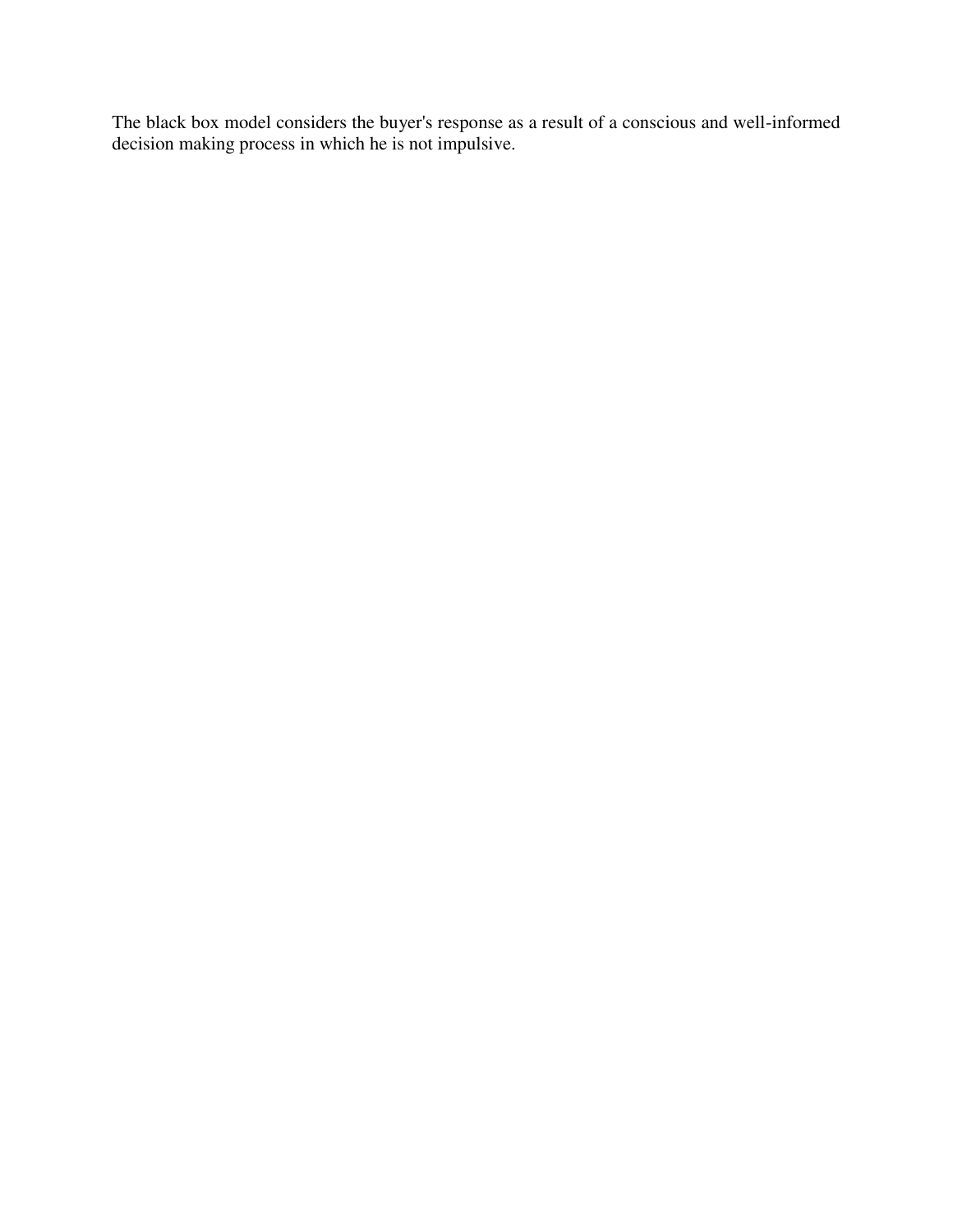The black box model considers the buyer's response as a result of a conscious and well-informed decision making process in which he is not impulsive.